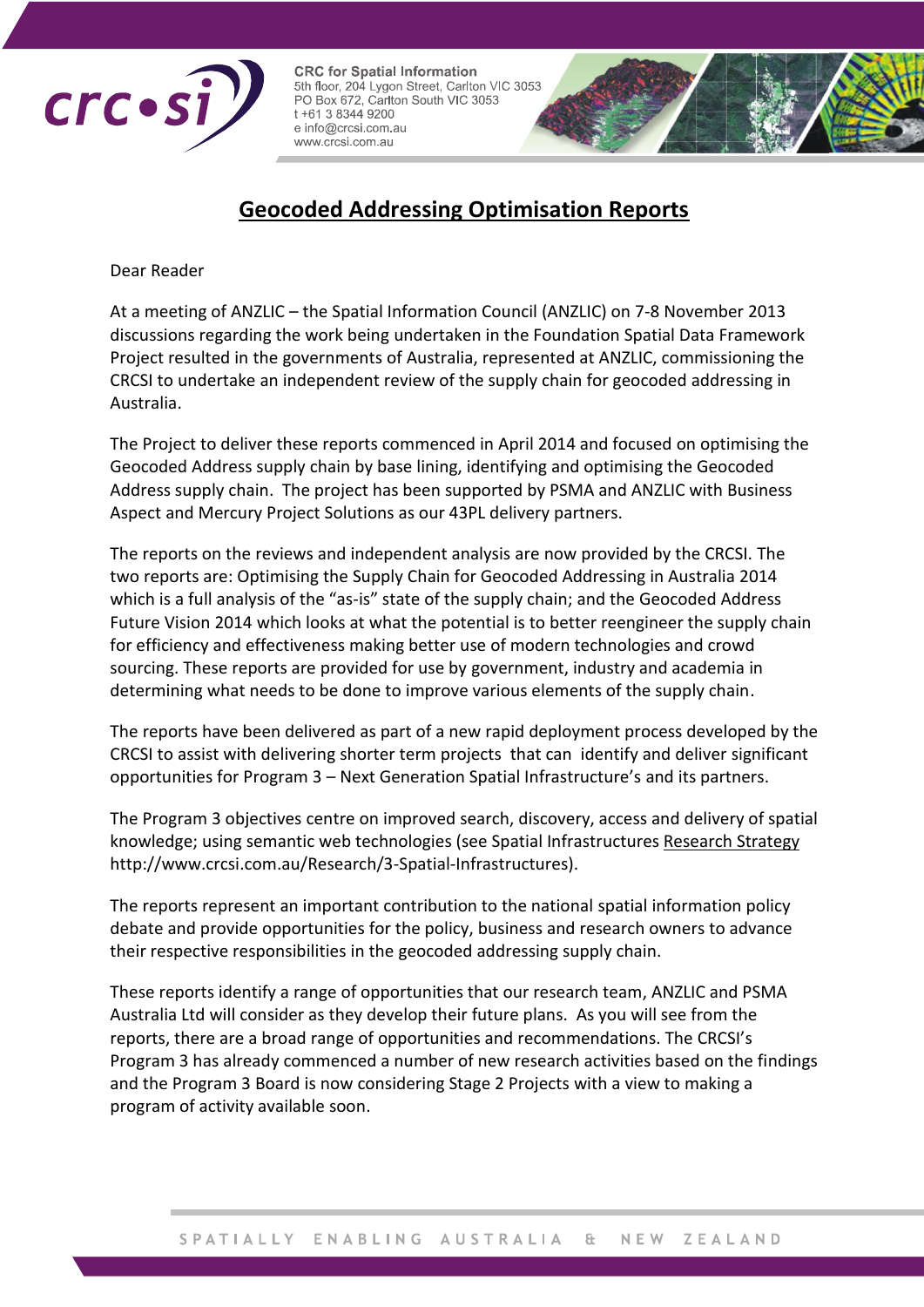**CRC for Spatial Information**
5th floor, 204 Lygon Street, Carlton VIC 3053
PO Box 672, Carlton South VIC 3053
t +61 3 8344 9200
e info@crcsi.com.au
www.crcsi.com.au

# Geocoded Addressing Optimisation Reports

Dear Reader

At a meeting of ANZLIC – the Spatial Information Council (ANZLIC) on 7-8 November 2013 discussions regarding the work being undertaken in the Foundation Spatial Data Framework Project resulted in the governments of Australia, represented at ANZLIC, commissioning the CRCSI to undertake an independent review of the supply chain for geocoded addressing in Australia.

The Project to deliver these reports commenced in April 2014 and focused on optimising the Geocoded Address supply chain by base lining, identifying and optimising the Geocoded Address supply chain. The project has been supported by PSMA and ANZLIC with Business Aspect and Mercury Project Solutions as our 43PL delivery partners.

The reports on the reviews and independent analysis are now provided by the CRCSI. The two reports are: Optimising the Supply Chain for Geocoded Addressing in Australia 2014 which is a full analysis of the "as-is" state of the supply chain; and the Geocoded Address Future Vision 2014 which looks at what the potential is to better reengineer the supply chain for efficiency and effectiveness making better use of modern technologies and crowd sourcing. These reports are provided for use by government, industry and academia in determining what needs to be done to improve various elements of the supply chain.

The reports have been delivered as part of a new rapid deployment process developed by the CRCSI to assist with delivering shorter term projects that can identify and deliver significant opportunities for Program 3 – Next Generation Spatial Infrastructure's and its partners.

The Program 3 objectives centre on improved search, discovery, access and delivery of spatial knowledge; using semantic web technologies (see Spatial Infrastructures Research Strategy http://www.crcsi.com.au/Research/3-Spatial-Infrastructures).

The reports represent an important contribution to the national spatial information policy debate and provide opportunities for the policy, business and research owners to advance their respective responsibilities in the geocoded addressing supply chain.

These reports identify a range of opportunities that our research team, ANZLIC and PSMA Australia Ltd will consider as they develop their future plans. As you will see from the reports, there are a broad range of opportunities and recommendations. The CRCSI's Program 3 has already commenced a number of new research activities based on the findings and the Program 3 Board is now considering Stage 2 Projects with a view to making a program of activity available soon.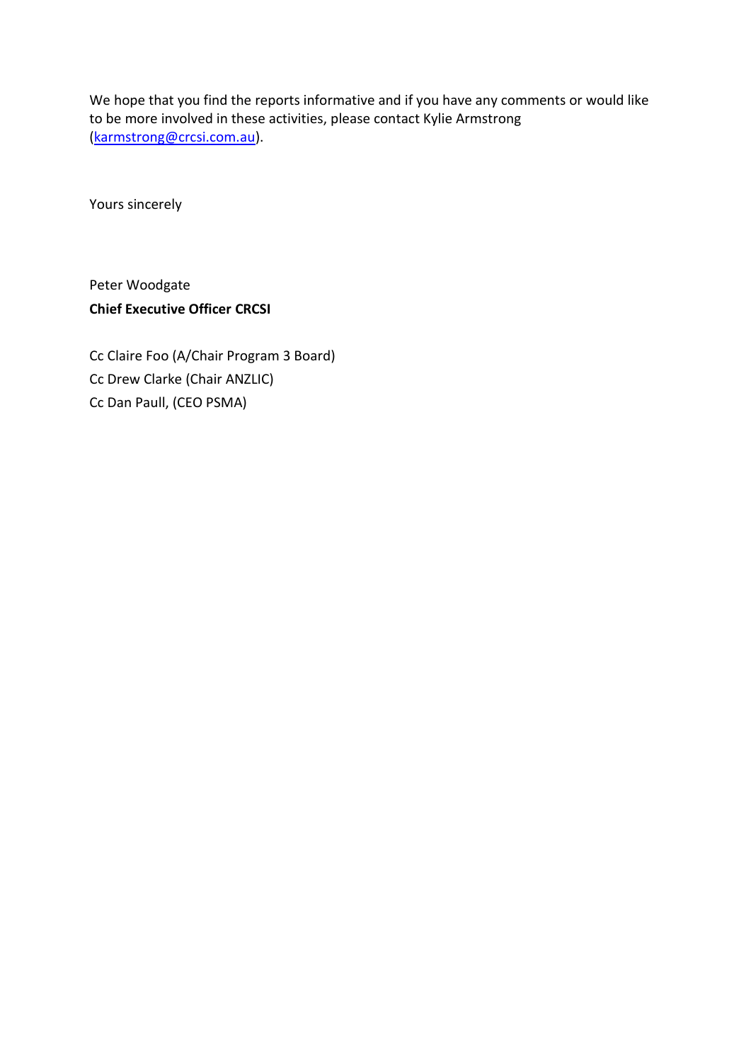We hope that you find the reports informative and if you have any comments or would like to be more involved in these activities, please contact Kylie Armstrong (karmstrong@crcsi.com.au).

Yours sincerely

Peter Woodgate
**Chief Executive Officer CRCSI**

Cc Claire Foo (A/Chair Program 3 Board)
Cc Drew Clarke (Chair ANZLIC)
Cc Dan Paull, (CEO PSMA)